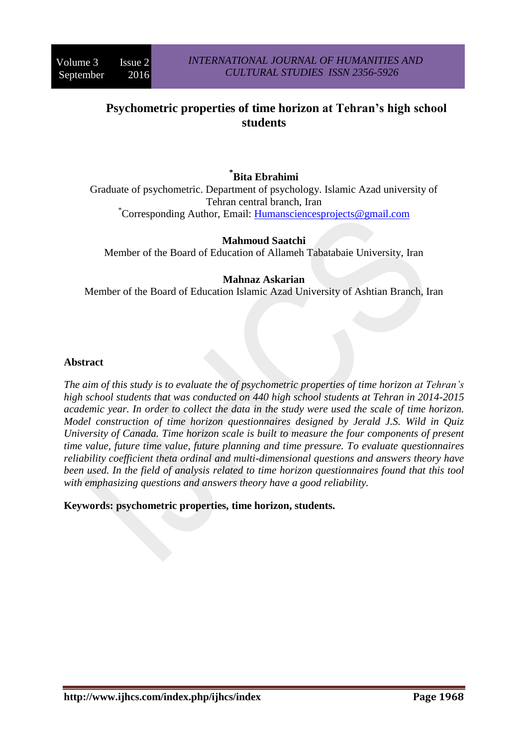# Psychometric properties of time horizon at Tehran's high school students

**[*]Bita Ebrahimi**

Graduate of psychometric. Department of psychology. Islamic Azad university of Tehran central branch, Iran

[*]Corresponding Author, Email: Humansciencesprojects@gmail.com

**Mahmoud Saatchi**

Member of the Board of Education of Allameh Tabatabaie University, Iran

**Mahnaz Askarian**

Member of the Board of Education Islamic Azad University of Ashtian Branch, Iran

## Abstract

*The aim of this study is to evaluate the of psychometric properties of time horizon at Tehran's high school students that was conducted on 440 high school students at Tehran in 2014-2015 academic year. In order to collect the data in the study were used the scale of time horizon. Model construction of time horizon questionnaires designed by Jerald J.S. Wild in Quiz University of Canada. Time horizon scale is built to measure the four components of present time value, future time value, future planning and time pressure. To evaluate questionnaires reliability coefficient theta ordinal and multi-dimensional questions and answers theory have been used. In the field of analysis related to time horizon questionnaires found that this tool with emphasizing questions and answers theory have a good reliability.*

**Keywords: psychometric properties, time horizon, students.**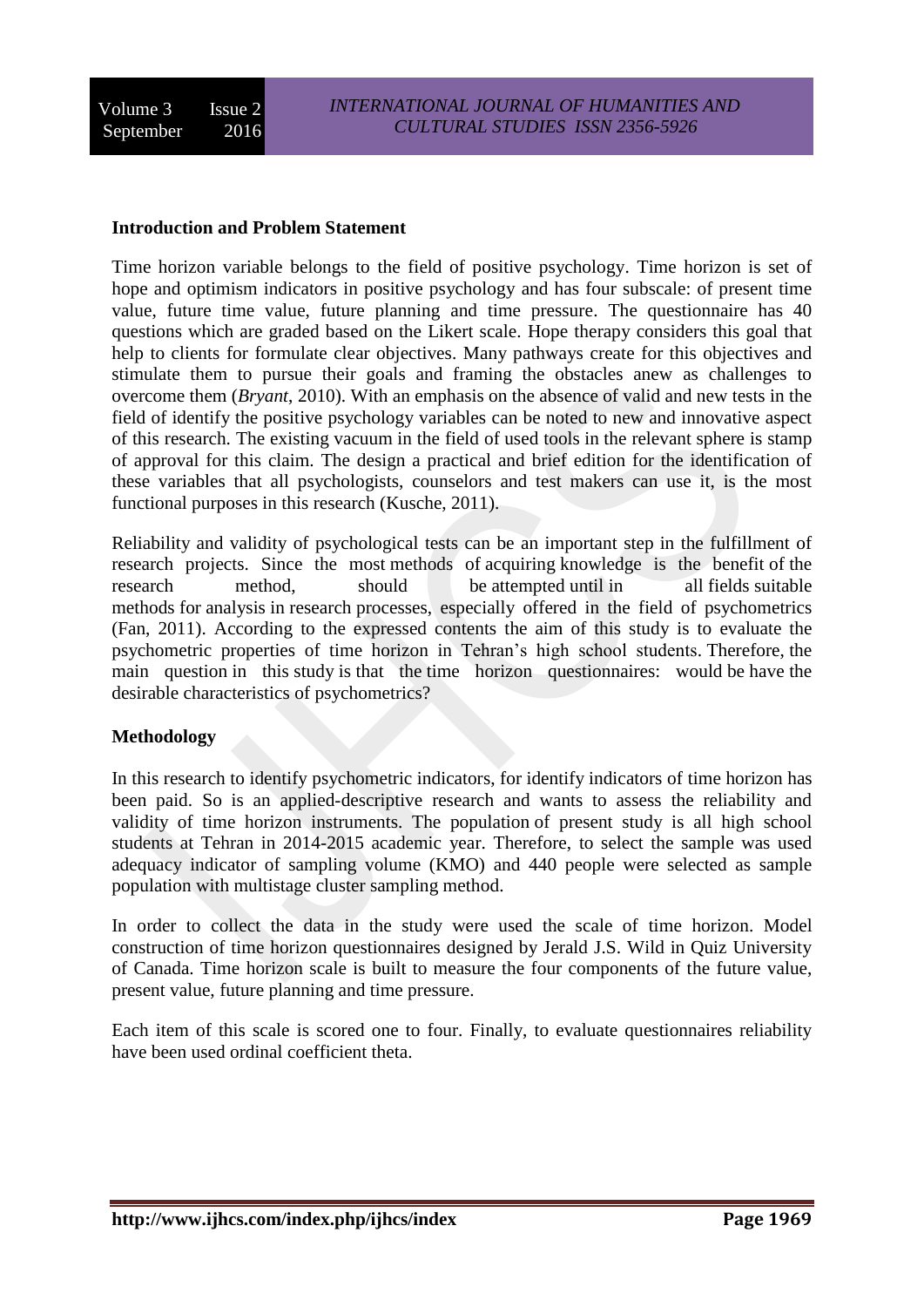**Introduction and Problem Statement**

Time horizon variable belongs to the field of positive psychology. Time horizon is set of hope and optimism indicators in positive psychology and has four subscale: of present time value, future time value, future planning and time pressure. The questionnaire has 40 questions which are graded based on the Likert scale. Hope therapy considers this goal that help to clients for formulate clear objectives. Many pathways create for this objectives and stimulate them to pursue their goals and framing the obstacles anew as challenges to overcome them (*Bryant*, 2010). With an emphasis on the absence of valid and new tests in the field of identify the positive psychology variables can be noted to new and innovative aspect of this research. The existing vacuum in the field of used tools in the relevant sphere is stamp of approval for this claim. The design a practical and brief edition for the identification of these variables that all psychologists, counselors and test makers can use it, is the most functional purposes in this research (Kusche, 2011).

Reliability and validity of psychological tests can be an important step in the fulfillment of research projects. Since the most methods of acquiring knowledge is the benefit of the research method, should be attempted until in all fields suitable methods for analysis in research processes, especially offered in the field of psychometrics (Fan, 2011). According to the expressed contents the aim of this study is to evaluate the psychometric properties of time horizon in Tehran's high school students. Therefore, the main question in this study is that the time horizon questionnaires: would be have the desirable characteristics of psychometrics?

**Methodology**

In this research to identify psychometric indicators, for identify indicators of time horizon has been paid. So is an applied-descriptive research and wants to assess the reliability and validity of time horizon instruments. The population of present study is all high school students at Tehran in 2014-2015 academic year. Therefore, to select the sample was used adequacy indicator of sampling volume (KMO) and 440 people were selected as sample population with multistage cluster sampling method.

In order to collect the data in the study were used the scale of time horizon. Model construction of time horizon questionnaires designed by Jerald J.S. Wild in Quiz University of Canada. Time horizon scale is built to measure the four components of the future value, present value, future planning and time pressure.

Each item of this scale is scored one to four. Finally, to evaluate questionnaires reliability have been used ordinal coefficient theta.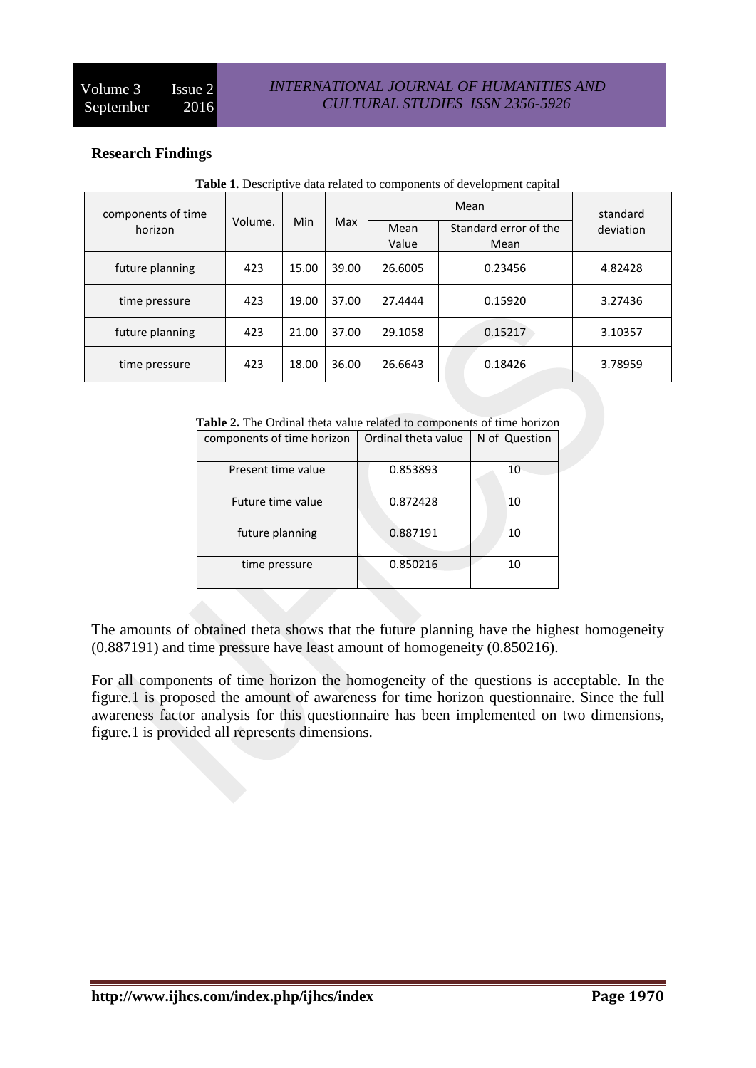## Research Findings

**Table 1.** Descriptive data related to components of development capital

| components of time horizon | Volume. | Min | Max | Mean | | standard deviation |
|---|---|---|---|---|---|---|
| | | | | Mean Value | Standard error of the Mean | |
| future planning | 423 | 15.00 | 39.00 | 26.6005 | 0.23456 | 4.82428 |
| time pressure | 423 | 19.00 | 37.00 | 27.4444 | 0.15920 | 3.27436 |
| future planning | 423 | 21.00 | 37.00 | 29.1058 | 0.15217 | 3.10357 |
| time pressure | 423 | 18.00 | 36.00 | 26.6643 | 0.18426 | 3.78959 |

**Table 2.** The Ordinal theta value related to components of time horizon

| components of time horizon | Ordinal theta value | N of Question |
|---|---|---|
| Present time value | 0.853893 | 10 |
| Future time value | 0.872428 | 10 |
| future planning | 0.887191 | 10 |
| time pressure | 0.850216 | 10 |

The amounts of obtained theta shows that the future planning have the highest homogeneity (0.887191) and time pressure have least amount of homogeneity (0.850216).

For all components of time horizon the homogeneity of the questions is acceptable. In the figure.1 is proposed the amount of awareness for time horizon questionnaire. Since the full awareness factor analysis for this questionnaire has been implemented on two dimensions, figure.1 is provided all represents dimensions.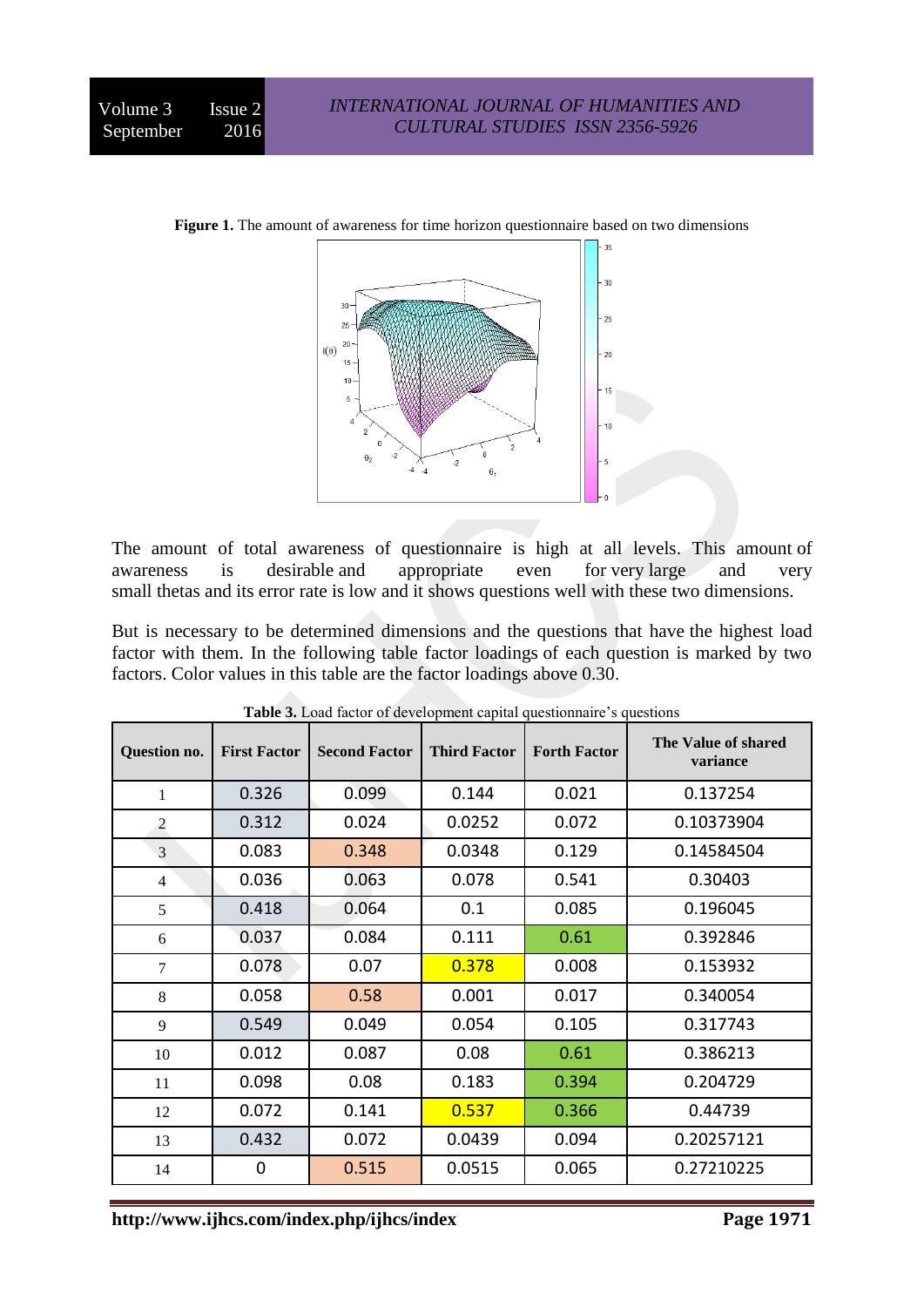**Figure 1.** The amount of awareness for time horizon questionnaire based on two dimensions

The amount of total awareness of questionnaire is high at all levels. This amount of awareness is desirable and appropriate even for very large and very small thetas and its error rate is low and it shows questions well with these two dimensions.

But is necessary to be determined dimensions and the questions that have the highest load factor with them. In the following table factor loadings of each question is marked by two factors. Color values in this table are the factor loadings above 0.30.

**Table 3.** Load factor of development capital questionnaire's questions

| Question no. | First Factor | Second Factor | Third Factor | Forth Factor | The Value of shared variance |
|---|---|---|---|---|---|
| 1 | 0.326 | 0.099 | 0.144 | 0.021 | 0.137254 |
| 2 | 0.312 | 0.024 | 0.0252 | 0.072 | 0.10373904 |
| 3 | 0.083 | 0.348 | 0.0348 | 0.129 | 0.14584504 |
| 4 | 0.036 | 0.063 | 0.078 | 0.541 | 0.30403 |
| 5 | 0.418 | 0.064 | 0.1 | 0.085 | 0.196045 |
| 6 | 0.037 | 0.084 | 0.111 | 0.61 | 0.392846 |
| 7 | 0.078 | 0.07 | 0.378 | 0.008 | 0.153932 |
| 8 | 0.058 | 0.58 | 0.001 | 0.017 | 0.340054 |
| 9 | 0.549 | 0.049 | 0.054 | 0.105 | 0.317743 |
| 10 | 0.012 | 0.087 | 0.08 | 0.61 | 0.386213 |
| 11 | 0.098 | 0.08 | 0.183 | 0.394 | 0.204729 |
| 12 | 0.072 | 0.141 | 0.537 | 0.366 | 0.44739 |
| 13 | 0.432 | 0.072 | 0.0439 | 0.094 | 0.20257121 |
| 14 | 0 | 0.515 | 0.0515 | 0.065 | 0.27210225 |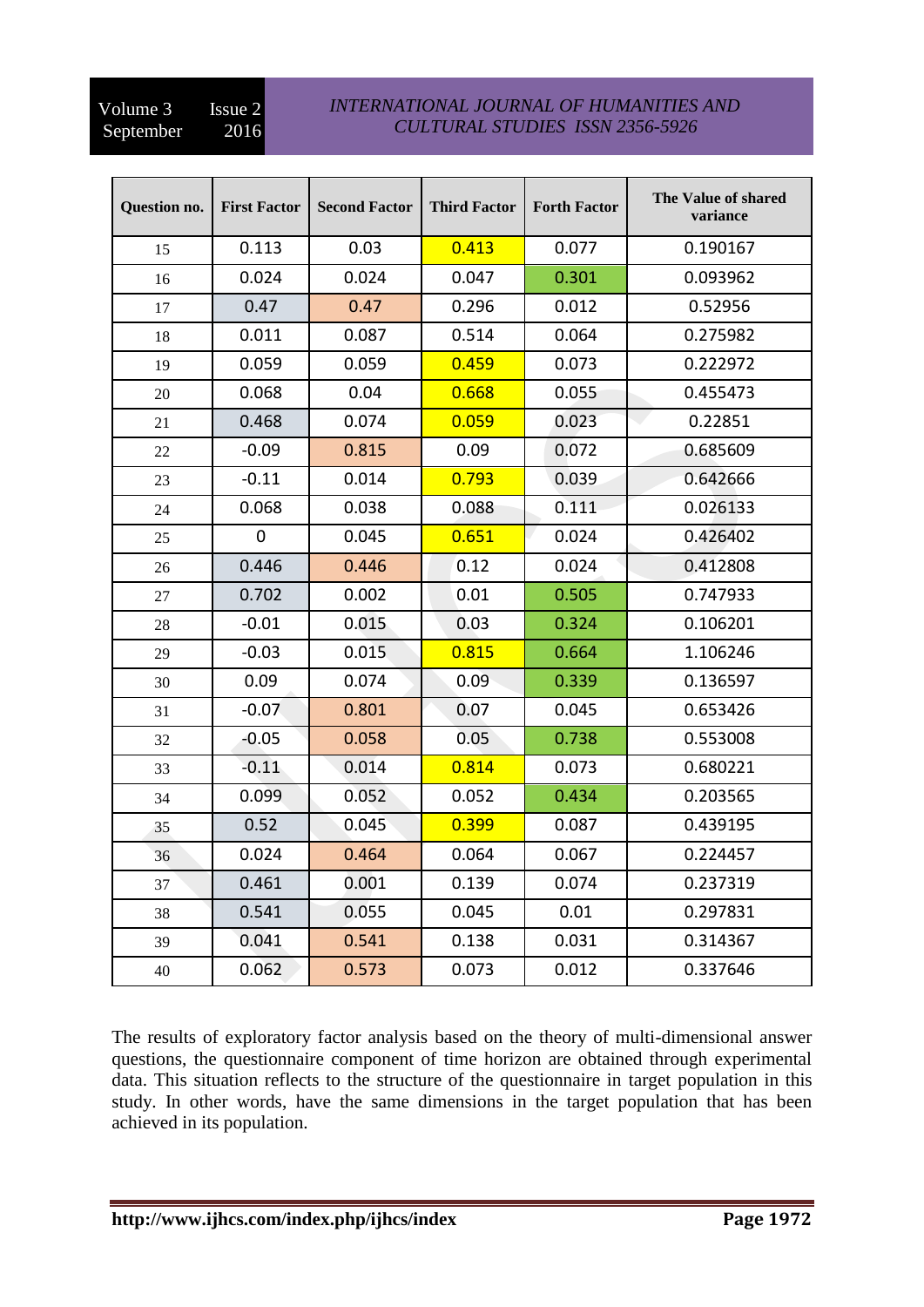| Question no. | First Factor | Second Factor | Third Factor | Forth Factor | The Value of shared variance |
|---|---|---|---|---|---|
| 15 | 0.113 | 0.03 | 0.413 | 0.077 | 0.190167 |
| 16 | 0.024 | 0.024 | 0.047 | 0.301 | 0.093962 |
| 17 | 0.47 | 0.47 | 0.296 | 0.012 | 0.52956 |
| 18 | 0.011 | 0.087 | 0.514 | 0.064 | 0.275982 |
| 19 | 0.059 | 0.059 | 0.459 | 0.073 | 0.222972 |
| 20 | 0.068 | 0.04 | 0.668 | 0.055 | 0.455473 |
| 21 | 0.468 | 0.074 | 0.059 | 0.023 | 0.22851 |
| 22 | -0.09 | 0.815 | 0.09 | 0.072 | 0.685609 |
| 23 | -0.11 | 0.014 | 0.793 | 0.039 | 0.642666 |
| 24 | 0.068 | 0.038 | 0.088 | 0.111 | 0.026133 |
| 25 | 0 | 0.045 | 0.651 | 0.024 | 0.426402 |
| 26 | 0.446 | 0.446 | 0.12 | 0.024 | 0.412808 |
| 27 | 0.702 | 0.002 | 0.01 | 0.505 | 0.747933 |
| 28 | -0.01 | 0.015 | 0.03 | 0.324 | 0.106201 |
| 29 | -0.03 | 0.015 | 0.815 | 0.664 | 1.106246 |
| 30 | 0.09 | 0.074 | 0.09 | 0.339 | 0.136597 |
| 31 | -0.07 | 0.801 | 0.07 | 0.045 | 0.653426 |
| 32 | -0.05 | 0.058 | 0.05 | 0.738 | 0.553008 |
| 33 | -0.11 | 0.014 | 0.814 | 0.073 | 0.680221 |
| 34 | 0.099 | 0.052 | 0.052 | 0.434 | 0.203565 |
| 35 | 0.52 | 0.045 | 0.399 | 0.087 | 0.439195 |
| 36 | 0.024 | 0.464 | 0.064 | 0.067 | 0.224457 |
| 37 | 0.461 | 0.001 | 0.139 | 0.074 | 0.237319 |
| 38 | 0.541 | 0.055 | 0.045 | 0.01 | 0.297831 |
| 39 | 0.041 | 0.541 | 0.138 | 0.031 | 0.314367 |
| 40 | 0.062 | 0.573 | 0.073 | 0.012 | 0.337646 |

The results of exploratory factor analysis based on the theory of multi-dimensional answer questions, the questionnaire component of time horizon are obtained through experimental data. This situation reflects to the structure of the questionnaire in target population in this study. In other words, have the same dimensions in the target population that has been achieved in its population.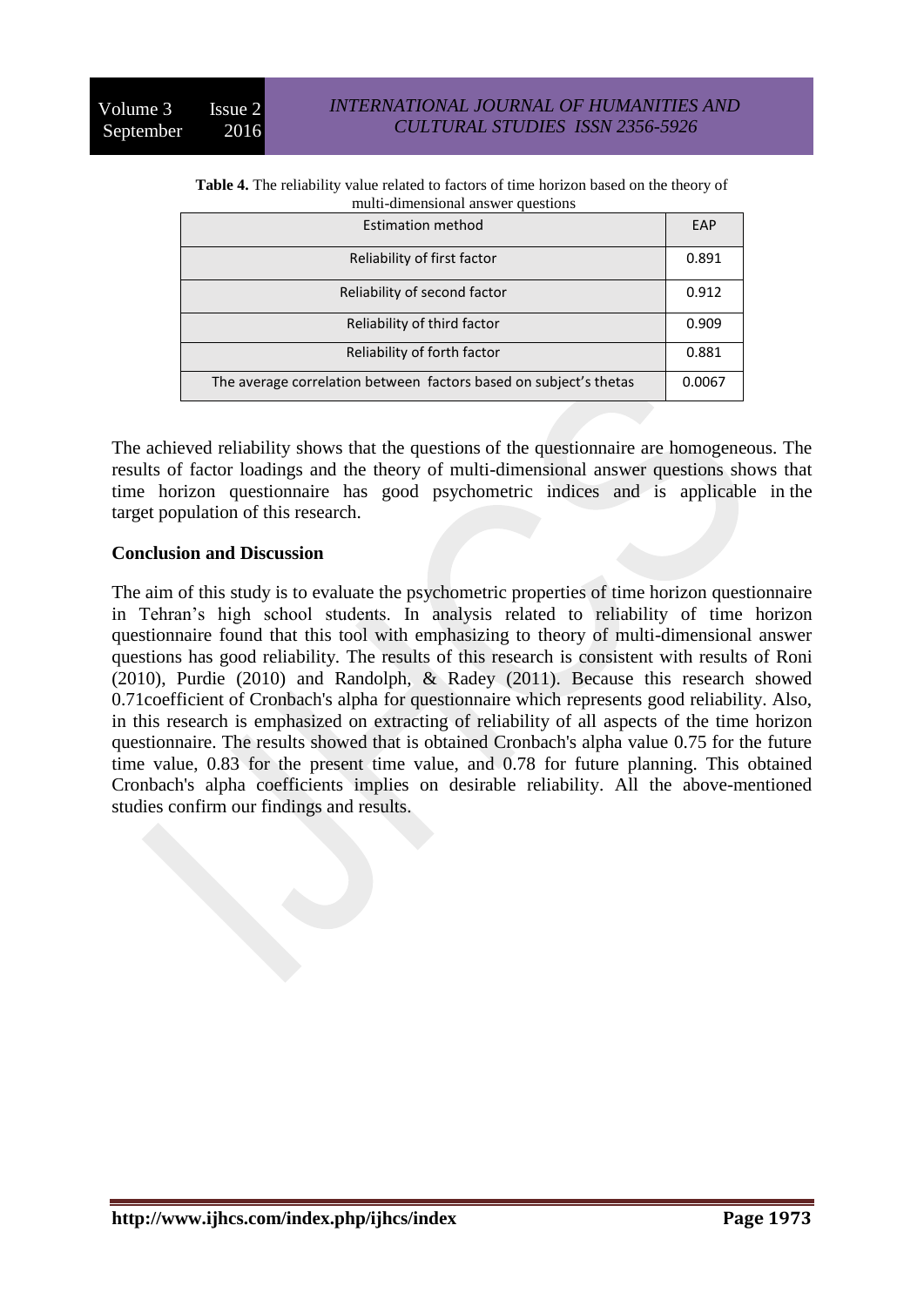**Table 4.** The reliability value related to factors of time horizon based on the theory of multi-dimensional answer questions

| Estimation method | EAP |
|---|---|
| Reliability of first factor | 0.891 |
| Reliability of second factor | 0.912 |
| Reliability of third factor | 0.909 |
| Reliability of forth factor | 0.881 |
| The average correlation between factors based on subject's thetas | 0.0067 |

The achieved reliability shows that the questions of the questionnaire are homogeneous. The results of factor loadings and the theory of multi-dimensional answer questions shows that time horizon questionnaire has good psychometric indices and is applicable in the target population of this research.

## Conclusion and Discussion

The aim of this study is to evaluate the psychometric properties of time horizon questionnaire in Tehran's high school students. In analysis related to reliability of time horizon questionnaire found that this tool with emphasizing to theory of multi-dimensional answer questions has good reliability. The results of this research is consistent with results of Roni (2010), Purdie (2010) and Randolph, & Radey (2011). Because this research showed 0.71coefficient of Cronbach's alpha for questionnaire which represents good reliability. Also, in this research is emphasized on extracting of reliability of all aspects of the time horizon questionnaire. The results showed that is obtained Cronbach's alpha value 0.75 for the future time value, 0.83 for the present time value, and 0.78 for future planning. This obtained Cronbach's alpha coefficients implies on desirable reliability. All the above-mentioned studies confirm our findings and results.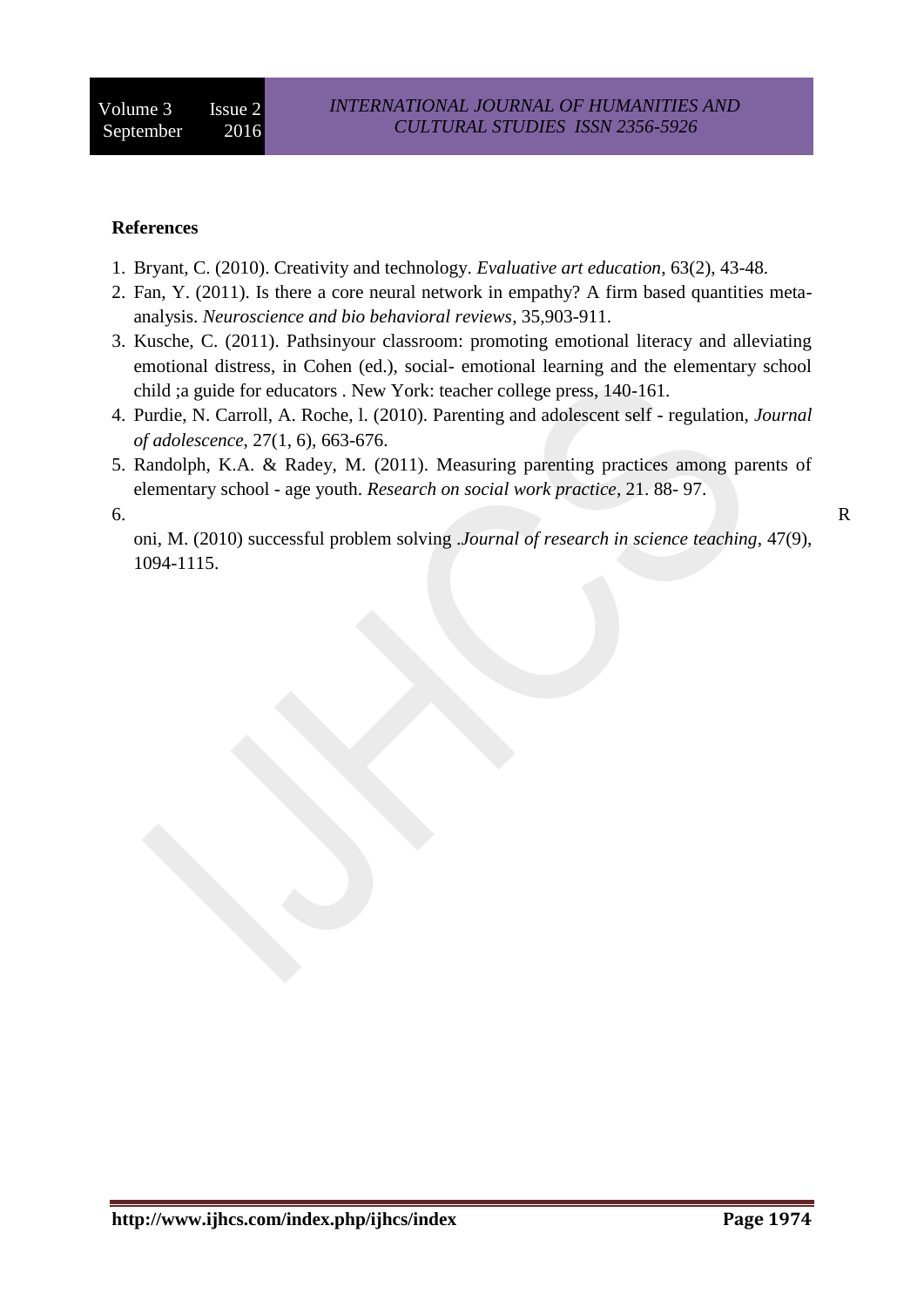## References

1. Bryant, C. (2010). Creativity and technology. *Evaluative art education*, 63(2), 43-48.
2. Fan, Y. (2011). Is there a core neural network in empathy? A firm based quantities meta-analysis. *Neuroscience and bio behavioral reviews*, 35,903-911.
3. Kusche, C. (2011). Pathsinyour classroom: promoting emotional literacy and alleviating emotional distress, in Cohen (ed.), social- emotional learning and the elementary school child ;a guide for educators . New York: teacher college press, 140-161.
4. Purdie, N. Carroll, A. Roche, l. (2010). Parenting and adolescent self - regulation, *Journal of adolescence*, 27(1, 6), 663-676.
5. Randolph, K.A. & Radey, M. (2011). Measuring parenting practices among parents of elementary school - age youth. *Research on social work practice*, 21. 88- 97.
6. R oni, M. (2010) successful problem solving .*Journal of research in science teaching*, 47(9), 1094-1115.